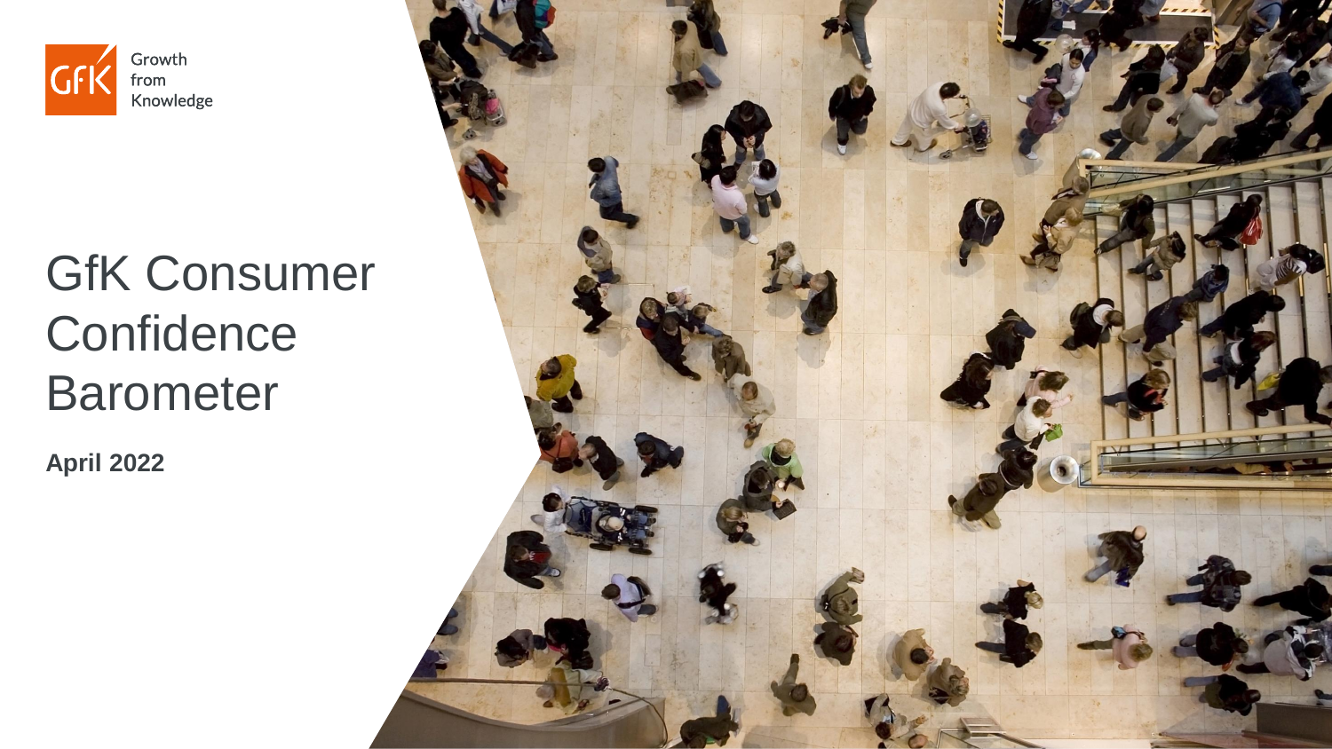GfK Growth from Knowledge

# GfK Consumer Confidence Barometer

**April 2022**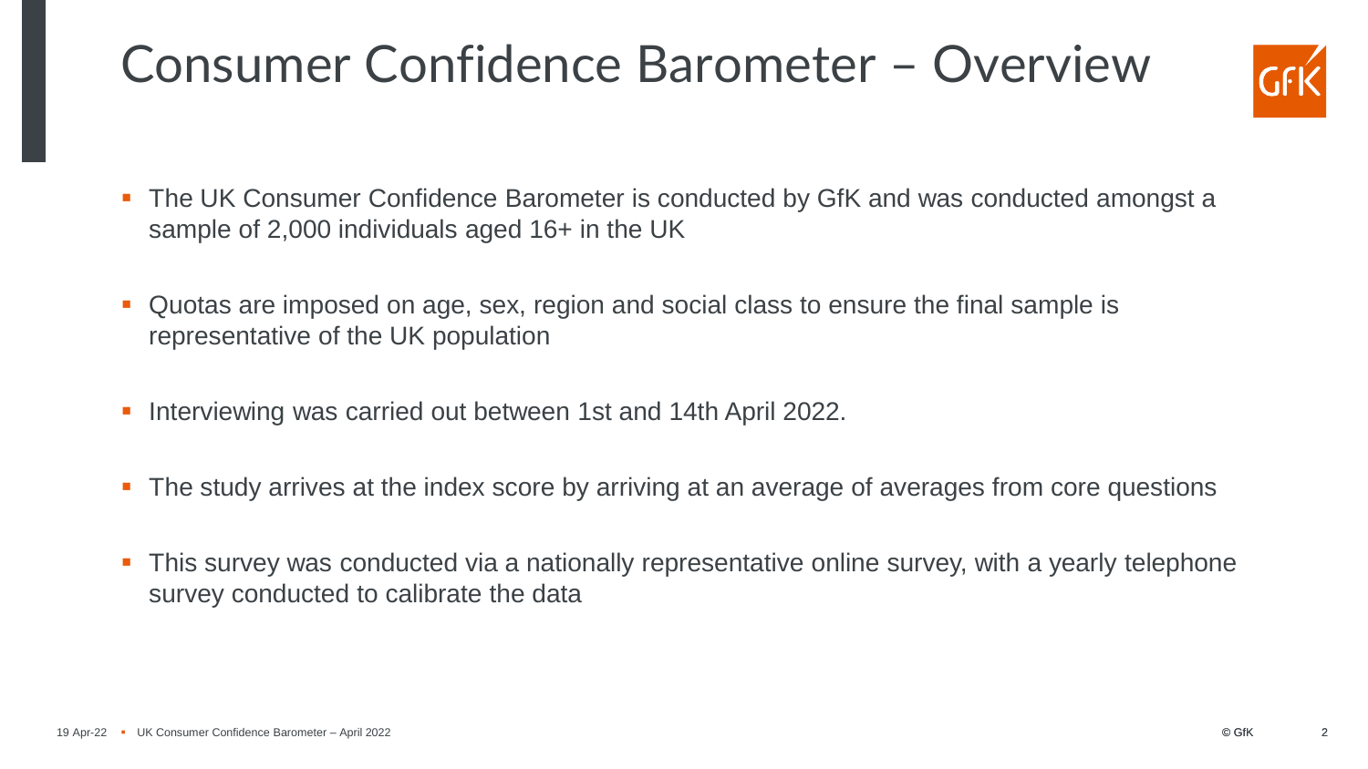# Consumer Confidence Barometer – Overview

- The UK Consumer Confidence Barometer is conducted by GfK and was conducted amongst a sample of 2,000 individuals aged 16+ in the UK
- Quotas are imposed on age, sex, region and social class to ensure the final sample is representative of the UK population
- Interviewing was carried out between 1st and 14th April 2022.
- The study arrives at the index score by arriving at an average of averages from core questions
- This survey was conducted via a nationally representative online survey, with a yearly telephone survey conducted to calibrate the data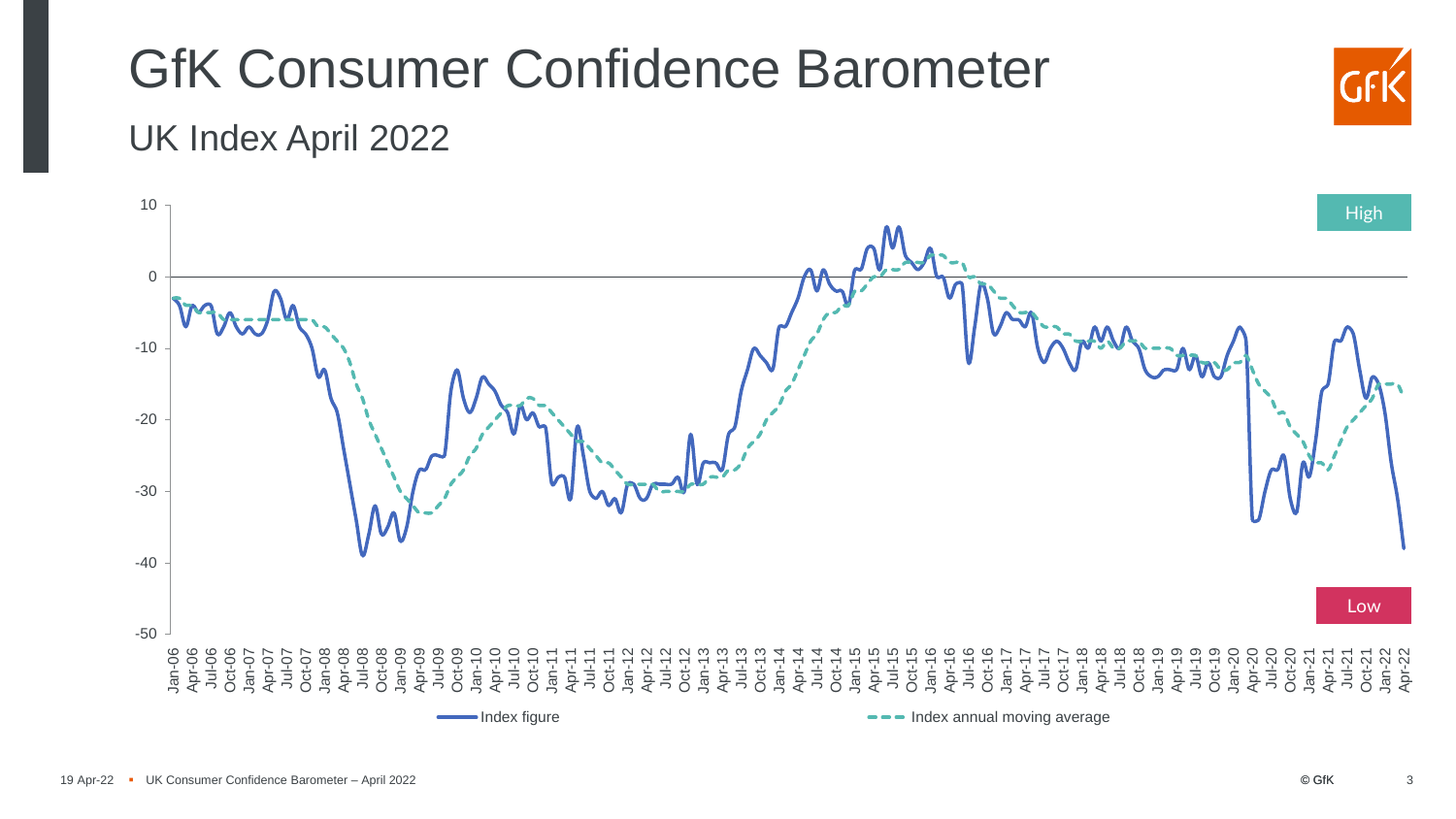# GfK Consumer Confidence Barometer

## UK Index April 2022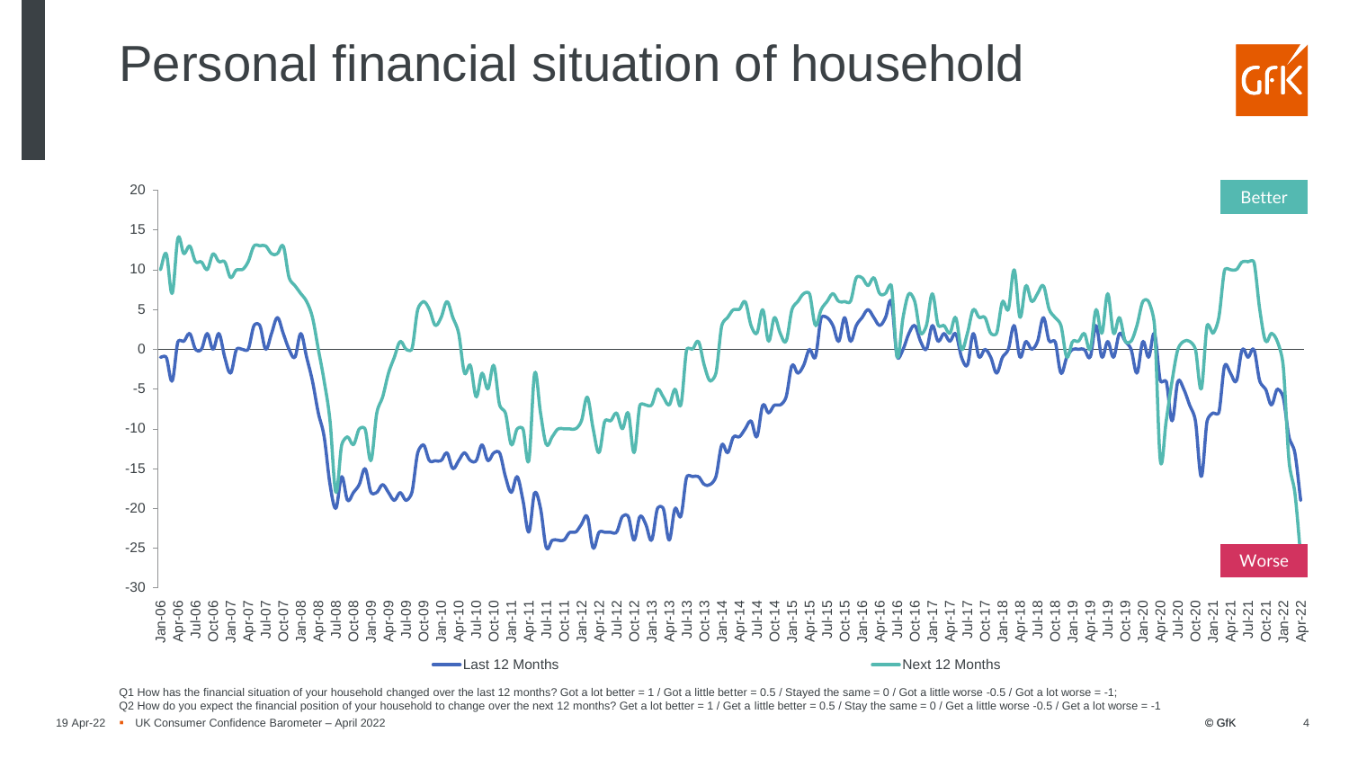# Personal financial situation of household

Better

Worse

Last 12 Months

Next 12 Months

Q1 How has the financial situation of your household changed over the last 12 months? Got a lot better = 1 / Got a little better = 0.5 / Stayed the same = 0 / Got a little worse -0.5 / Got a lot worse = -1;
Q2 How do you expect the financial position of your household to change over the next 12 months? Get a lot better = 1 / Get a little better = 0.5 / Stay the same = 0 / Get a little worse -0.5 / Get a lot worse = -1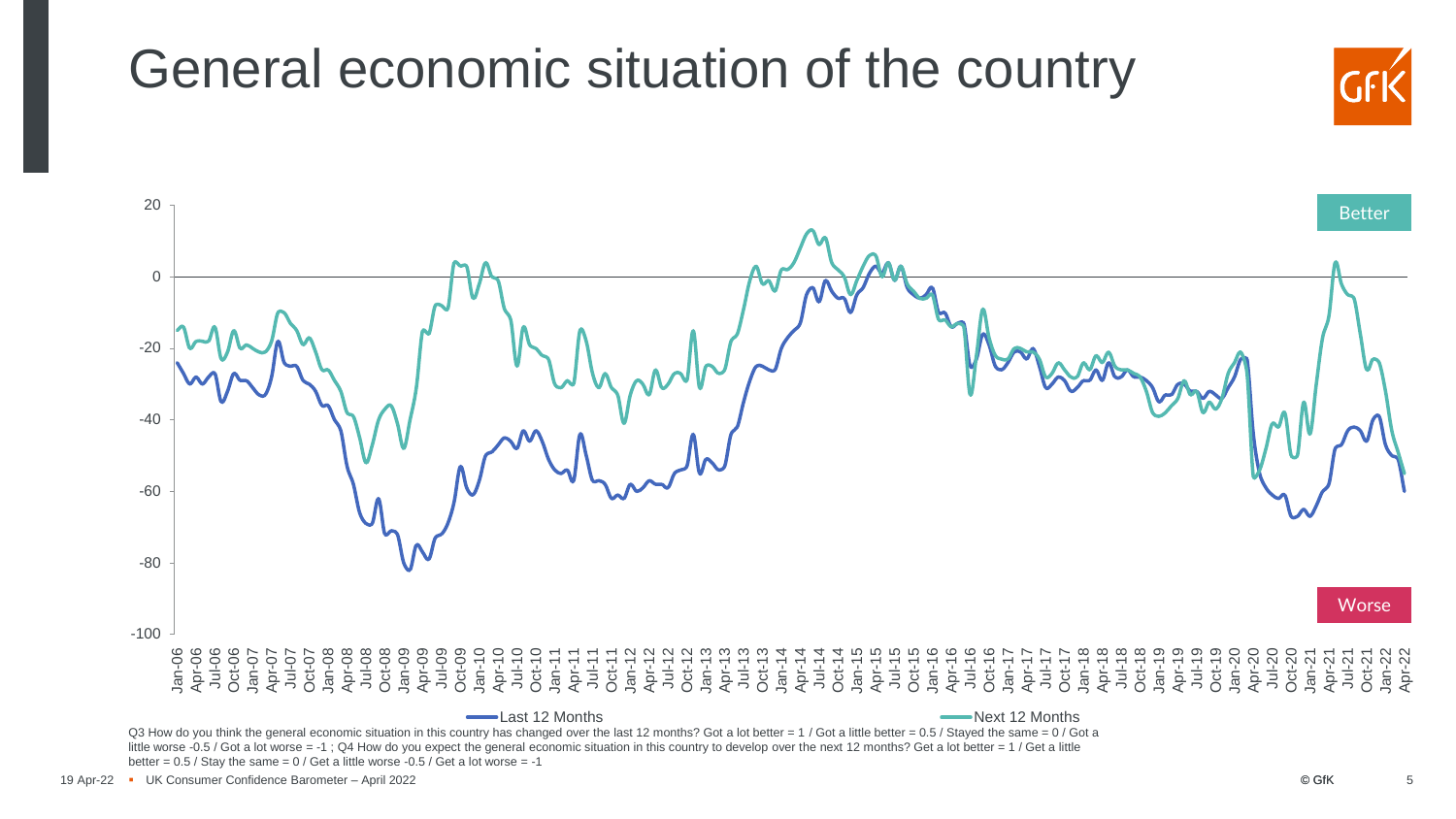# General economic situation of the country

Better

Worse

Last 12 Months — Next 12 Months

Q3 How do you think the general economic situation in this country has changed over the last 12 months? Got a lot better = 1 / Got a little better = 0.5 / Stayed the same = 0 / Got a little worse -0.5 / Got a lot worse = -1 ; Q4 How do you expect the general economic situation in this country to develop over the next 12 months? Get a lot better = 1 / Get a little better = 0.5 / Stay the same = 0 / Get a little worse -0.5 / Get a lot worse = -1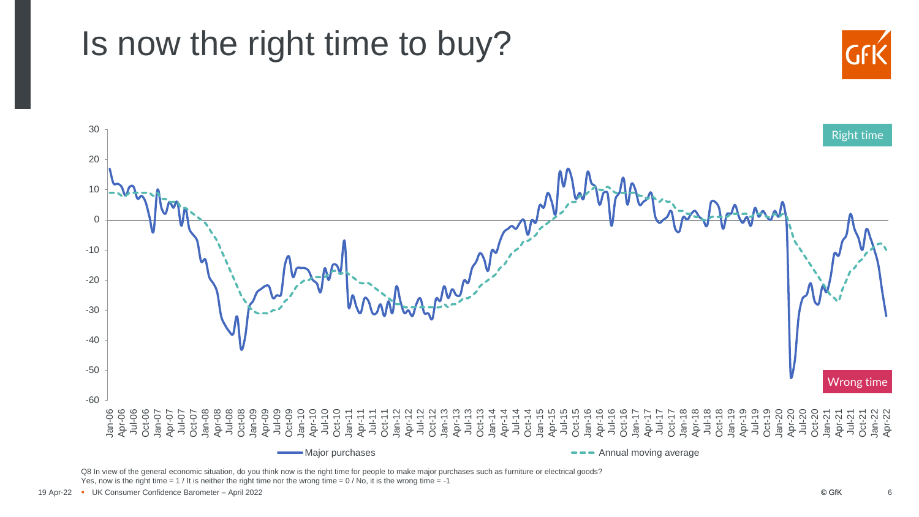# Is now the right time to buy?

Right time

Wrong time

Major purchases — Annual moving average

Q8 In view of the general economic situation, do you think now is the right time for people to make major purchases such as furniture or electrical goods?
Yes, now is the right time = 1 / It is neither the right time nor the wrong time = 0 / No, it is the wrong time = -1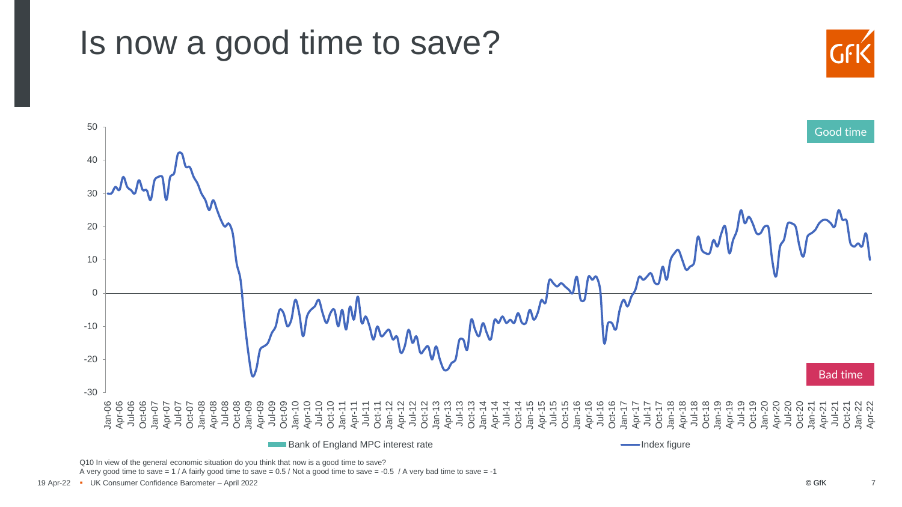# Is now a good time to save?

Good time

Bad time

Bank of England MPC interest rate

Index figure

Q10 In view of the general economic situation do you think that now is a good time to save?
A very good time to save = 1 / A fairly good time to save = 0.5 / Not a good time to save = -0.5 / A very bad time to save = -1

19 Apr-22 ▪ UK Consumer Confidence Barometer – April 2022

© GfK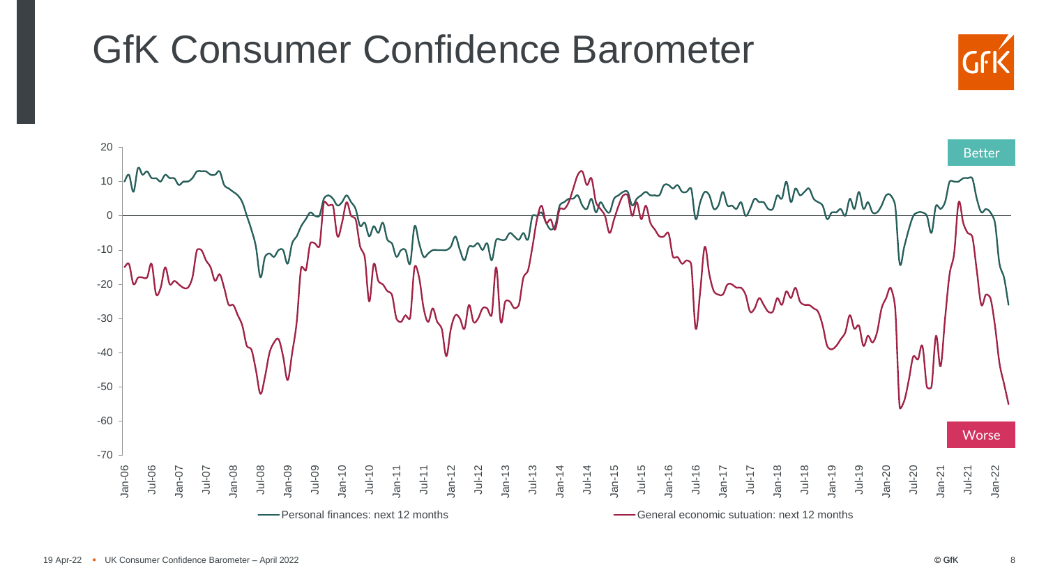# GfK Consumer Confidence Barometer

GfK

20
10
0
-10
-20
-30
-40
-50
-60
-70

Jan-06
Jul-06
Jan-07
Jul-07
Jan-08
Jul-08
Jan-09
Jul-09
Jan-10
Jul-10
Jan-11
Jul-11
Jan-12
Jul-12
Jan-13
Jul-13
Jan-14
Jul-14
Jan-15
Jul-15
Jan-16
Jul-16
Jan-17
Jul-17
Jan-18
Jul-18
Jan-19
Jul-19
Jan-20
Jul-20
Jan-21
Jul-21
Jan-22

Better

Worse

Personal finances: next 12 months

General economic sutuation: next 12 months

19 Apr-22 ▪ UK Consumer Confidence Barometer – April 2022

© GfK